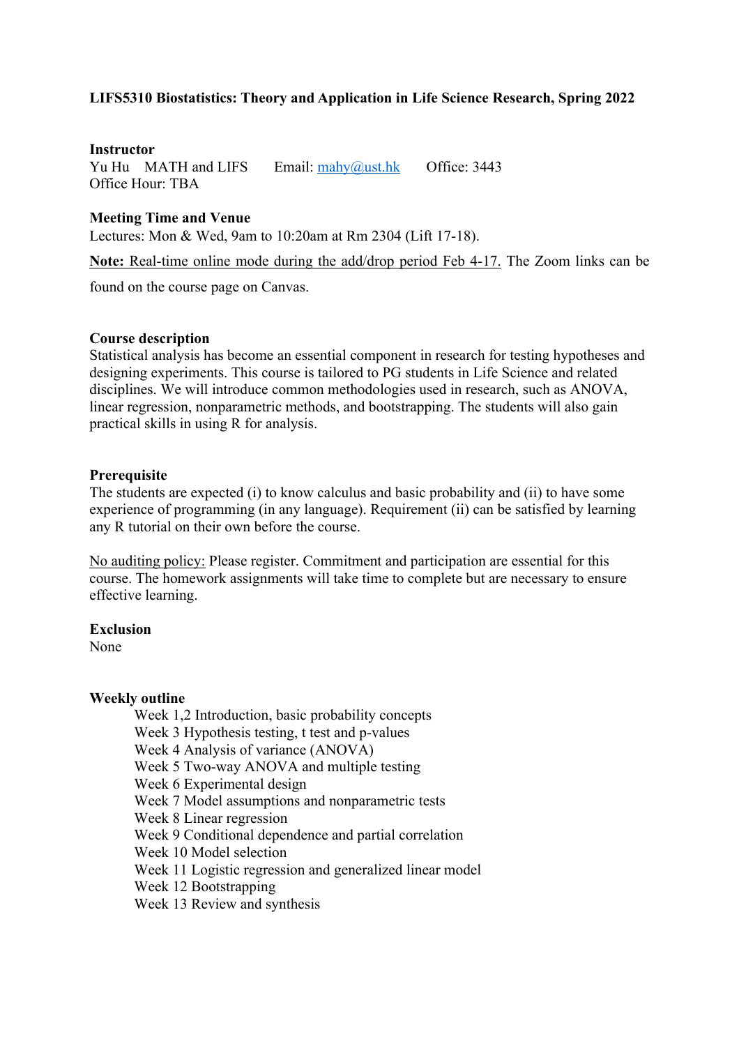**LIFS5310 Biostatistics: Theory and Application in Life Science Research, Spring 2022**

**Instructor**

Yu Hu MATH and LIFS Email: [mahy@ust.hk](mailto:mahy@ust.hk) Office: 3443

Office Hour: TBA

**Meeting Time and Venue**

Lectures: Mon & Wed, 9am to 10:20am at Rm 2304 (Lift 17-18).

**Note:** Real-time online mode during the add/drop period Feb 4-17. The Zoom links can be found on the course page on Canvas.

**Course description**

Statistical analysis has become an essential component in research for testing hypotheses and designing experiments. This course is tailored to PG students in Life Science and related disciplines. We will introduce common methodologies used in research, such as ANOVA, linear regression, nonparametric methods, and bootstrapping. The students will also gain practical skills in using R for analysis.

**Prerequisite**

The students are expected (i) to know calculus and basic probability and (ii) to have some experience of programming (in any language). Requirement (ii) can be satisfied by learning any R tutorial on their own before the course.

No auditing policy: Please register. Commitment and participation are essential for this course. The homework assignments will take time to complete but are necessary to ensure effective learning.

**Exclusion**

None

**Weekly outline**

- Week 1,2 Introduction, basic probability concepts
- Week 3 Hypothesis testing, t test and p-values
- Week 4 Analysis of variance (ANOVA)
- Week 5 Two-way ANOVA and multiple testing
- Week 6 Experimental design
- Week 7 Model assumptions and nonparametric tests
- Week 8 Linear regression
- Week 9 Conditional dependence and partial correlation
- Week 10 Model selection
- Week 11 Logistic regression and generalized linear model
- Week 12 Bootstrapping
- Week 13 Review and synthesis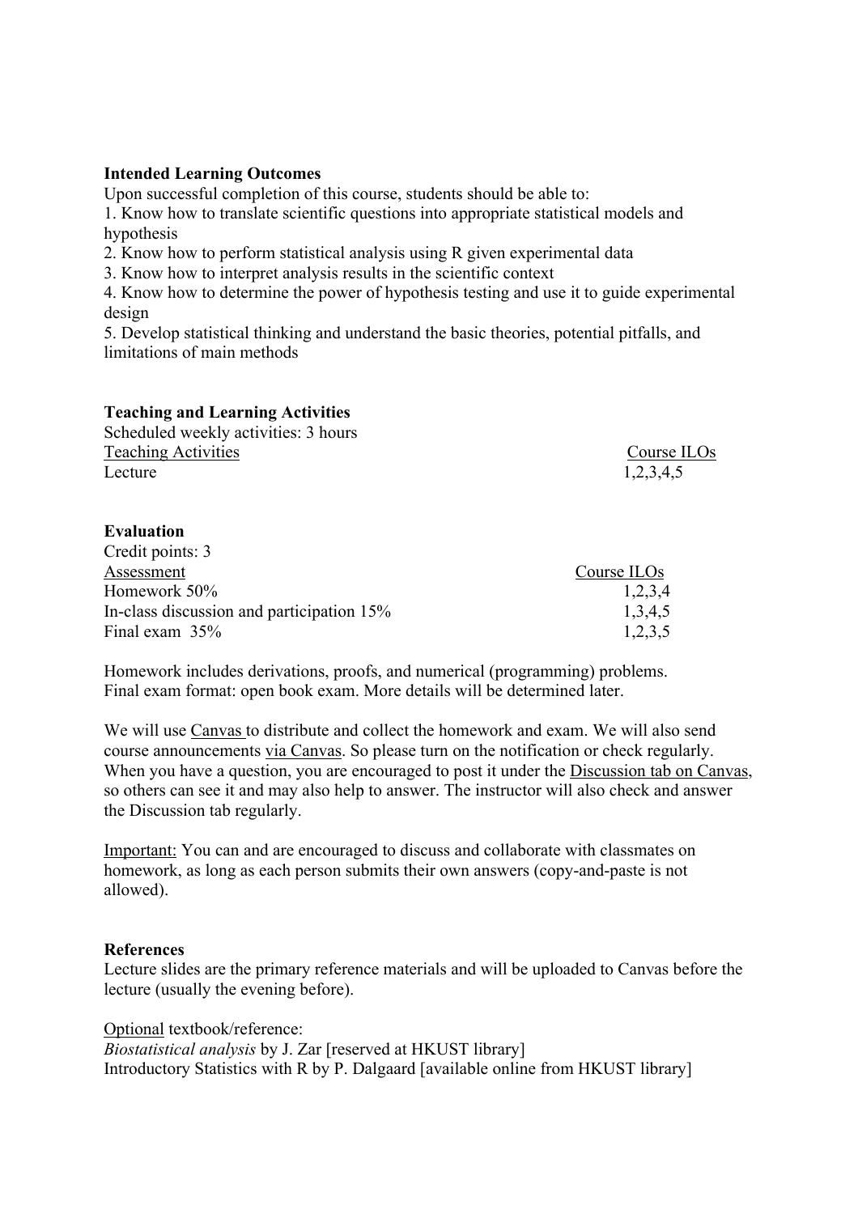**Intended Learning Outcomes**

Upon successful completion of this course, students should be able to:

1. Know how to translate scientific questions into appropriate statistical models and hypothesis
2. Know how to perform statistical analysis using R given experimental data
3. Know how to interpret analysis results in the scientific context
4. Know how to determine the power of hypothesis testing and use it to guide experimental design
5. Develop statistical thinking and understand the basic theories, potential pitfalls, and limitations of main methods

**Teaching and Learning Activities**

Scheduled weekly activities: 3 hours

| Teaching Activities | Course ILOs |
|---|---|
| Lecture | 1,2,3,4,5 |

**Evaluation**

Credit points: 3

| Assessment | Course ILOs |
|---|---|
| Homework 50% | 1,2,3,4 |
| In-class discussion and participation 15% | 1,3,4,5 |
| Final exam 35% | 1,2,3,5 |

Homework includes derivations, proofs, and numerical (programming) problems.
Final exam format: open book exam. More details will be determined later.

We will use Canvas to distribute and collect the homework and exam. We will also send course announcements via Canvas. So please turn on the notification or check regularly. When you have a question, you are encouraged to post it under the Discussion tab on Canvas, so others can see it and may also help to answer. The instructor will also check and answer the Discussion tab regularly.

Important: You can and are encouraged to discuss and collaborate with classmates on homework, as long as each person submits their own answers (copy-and-paste is not allowed).

**References**

Lecture slides are the primary reference materials and will be uploaded to Canvas before the lecture (usually the evening before).

Optional textbook/reference:

*Biostatistical analysis* by J. Zar [reserved at HKUST library]

Introductory Statistics with R by P. Dalgaard [available online from HKUST library]